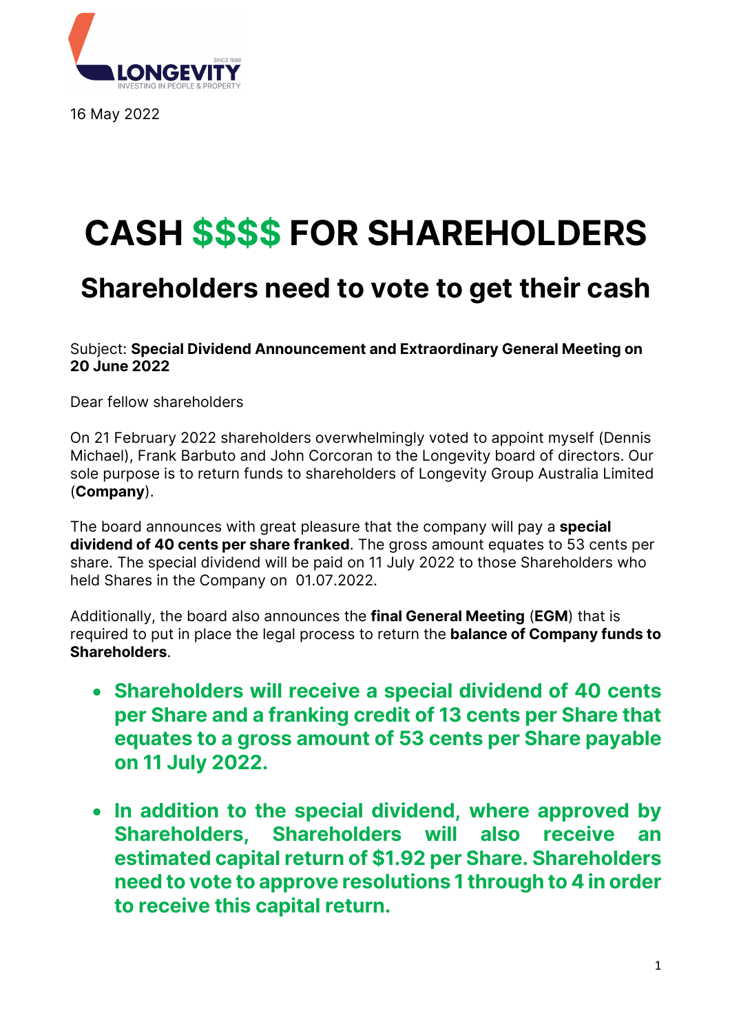LONGEVITY

SINCE 1888

INVESTING IN PEOPLE & PROPERTY

16 May 2022

# CASH $$$$ FOR SHAREHOLDERS

## Shareholders need to vote to get their cash

Subject: **Special Dividend Announcement and Extraordinary General Meeting on 20 June 2022**

Dear fellow shareholders

On 21 February 2022 shareholders overwhelmingly voted to appoint myself (Dennis Michael), Frank Barbuto and John Corcoran to the Longevity board of directors. Our sole purpose is to return funds to shareholders of Longevity Group Australia Limited (**Company**).

The board announces with great pleasure that the company will pay a **special dividend of 40 cents per share franked**. The gross amount equates to 53 cents per share. The special dividend will be paid on 11 July 2022 to those Shareholders who held Shares in the Company on 01.07.2022.

Additionally, the board also announces the **final General Meeting** (**EGM**) that is required to put in place the legal process to return the **balance of Company funds to Shareholders**.

- **Shareholders will receive a special dividend of 40 cents per Share and a franking credit of 13 cents per Share that equates to a gross amount of 53 cents per Share payable on 11 July 2022.**
- **In addition to the special dividend, where approved by Shareholders, Shareholders will also receive an estimated capital return of $1.92 per Share. Shareholders need to vote to approve resolutions 1 through to 4 in order to receive this capital return.**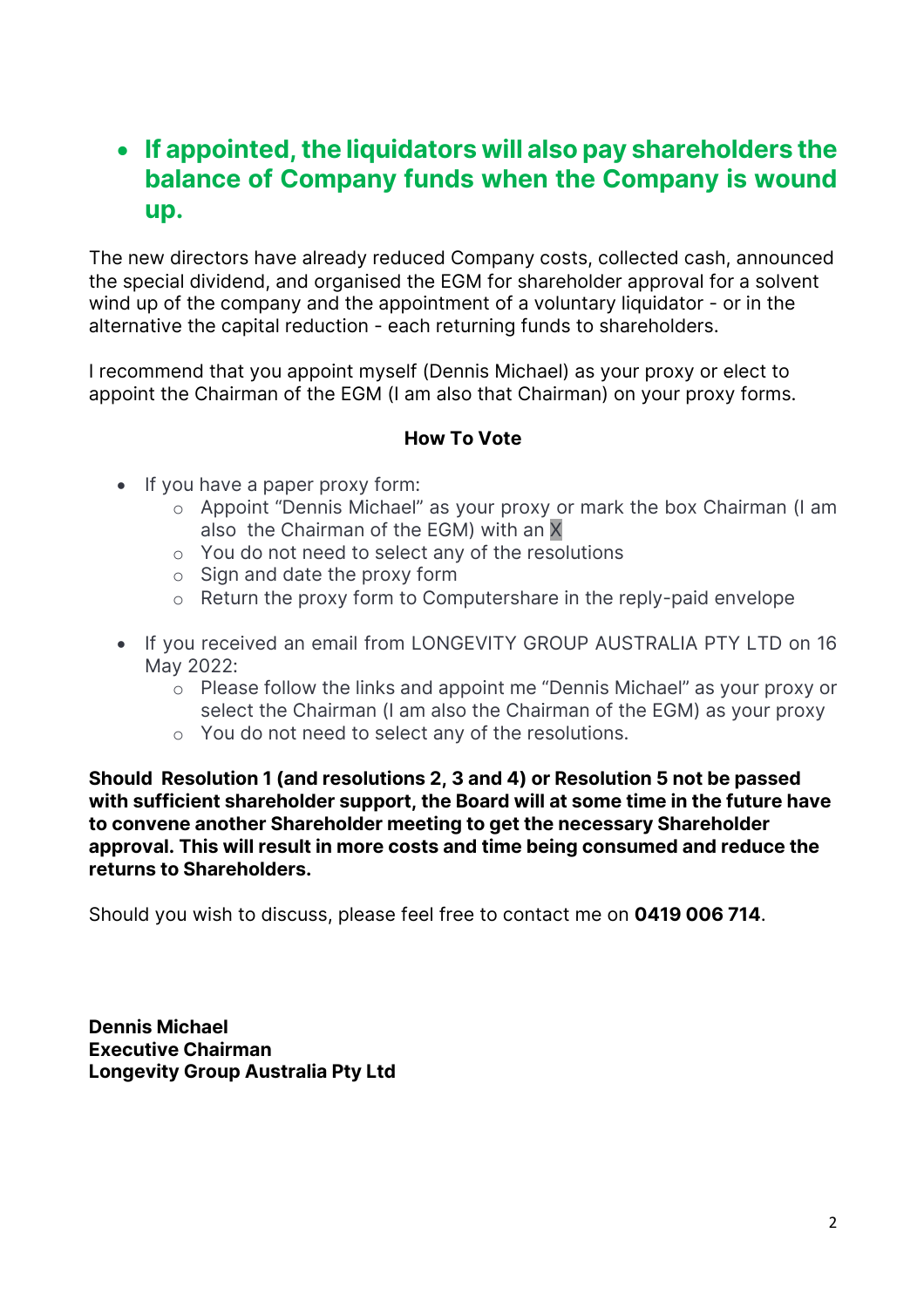- **If appointed, the liquidators will also pay shareholders the balance of Company funds when the Company is wound up.**

The new directors have already reduced Company costs, collected cash, announced the special dividend, and organised the EGM for shareholder approval for a solvent wind up of the company and the appointment of a voluntary liquidator - or in the alternative the capital reduction - each returning funds to shareholders.

I recommend that you appoint myself (Dennis Michael) as your proxy or elect to appoint the Chairman of the EGM (I am also that Chairman) on your proxy forms.

**How To Vote**

- If you have a paper proxy form:
  - Appoint "Dennis Michael" as your proxy or mark the box Chairman (I am also the Chairman of the EGM) with an X
  - You do not need to select any of the resolutions
  - Sign and date the proxy form
  - Return the proxy form to Computershare in the reply-paid envelope

- If you received an email from LONGEVITY GROUP AUSTRALIA PTY LTD on 16 May 2022:
  - Please follow the links and appoint me "Dennis Michael" as your proxy or select the Chairman (I am also the Chairman of the EGM) as your proxy
  - You do not need to select any of the resolutions.

**Should Resolution 1 (and resolutions 2, 3 and 4) or Resolution 5 not be passed with sufficient shareholder support, the Board will at some time in the future have to convene another Shareholder meeting to get the necessary Shareholder approval. This will result in more costs and time being consumed and reduce the returns to Shareholders.**

Should you wish to discuss, please feel free to contact me on **0419 006 714**.

**Dennis Michael**
**Executive Chairman**
**Longevity Group Australia Pty Ltd**